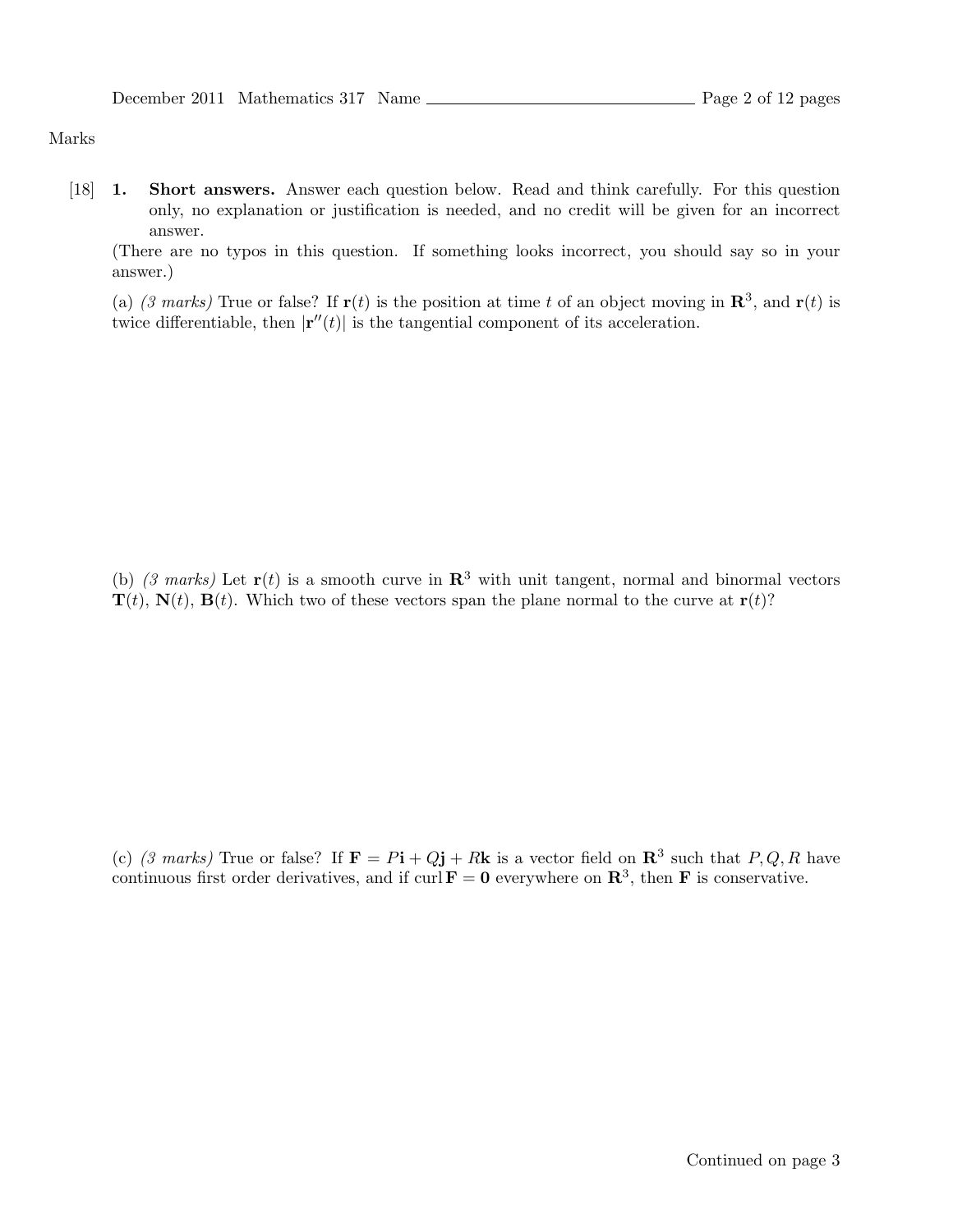Marks

[18] **1.** **Short answers.** Answer each question below. Read and think carefully. For this question only, no explanation or justification is needed, and no credit will be given for an incorrect answer.

(There are no typos in this question. If something looks incorrect, you should say so in your answer.)

(a) *(3 marks)* True or false? If $\mathbf{r}(t)$ is the position at time $t$ of an object moving in $\mathbf{R}^3$, and $\mathbf{r}(t)$ is twice differentiable, then $|\mathbf{r}''(t)|$ is the tangential component of its acceleration.

(b) *(3 marks)* Let $\mathbf{r}(t)$ is a smooth curve in $\mathbf{R}^3$ with unit tangent, normal and binormal vectors $\mathbf{T}(t)$, $\mathbf{N}(t)$, $\mathbf{B}(t)$. Which two of these vectors span the plane normal to the curve at $\mathbf{r}(t)$?

(c) *(3 marks)* True or false? If $\mathbf{F} = P\mathbf{i} + Q\mathbf{j} + R\mathbf{k}$ is a vector field on $\mathbf{R}^3$ such that $P, Q, R$ have continuous first order derivatives, and if $\operatorname{curl} \mathbf{F} = \mathbf{0}$ everywhere on $\mathbf{R}^3$, then $\mathbf{F}$ is conservative.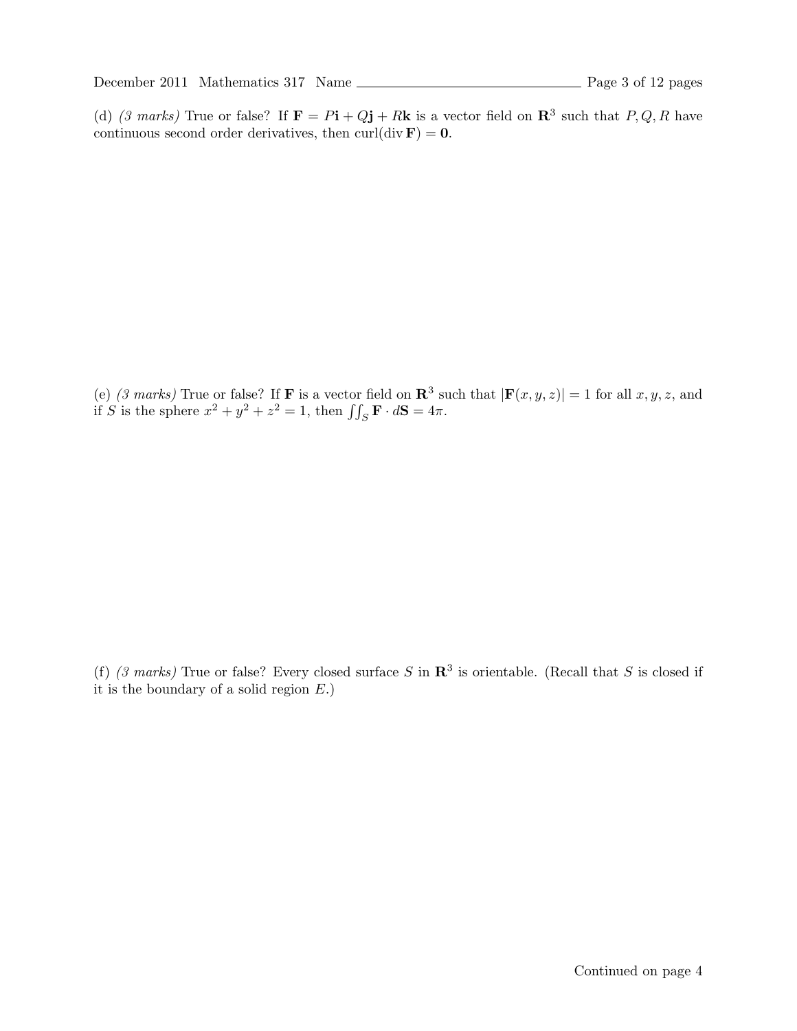(d) *(3 marks)* True or false? If $\mathbf{F} = P\mathbf{i} + Q\mathbf{j} + R\mathbf{k}$ is a vector field on $\mathbf{R}^3$ such that $P, Q, R$ have continuous second order derivatives, then $\text{curl}(\text{div}\,\mathbf{F}) = \mathbf{0}$.

(e) *(3 marks)* True or false? If $\mathbf{F}$ is a vector field on $\mathbf{R}^3$ such that $|\mathbf{F}(x, y, z)| = 1$ for all $x, y, z$, and if $S$ is the sphere $x^2 + y^2 + z^2 = 1$, then $\iint_S \mathbf{F} \cdot d\mathbf{S} = 4\pi$.

(f) *(3 marks)* True or false? Every closed surface $S$ in $\mathbf{R}^3$ is orientable. (Recall that $S$ is closed if it is the boundary of a solid region $E$.)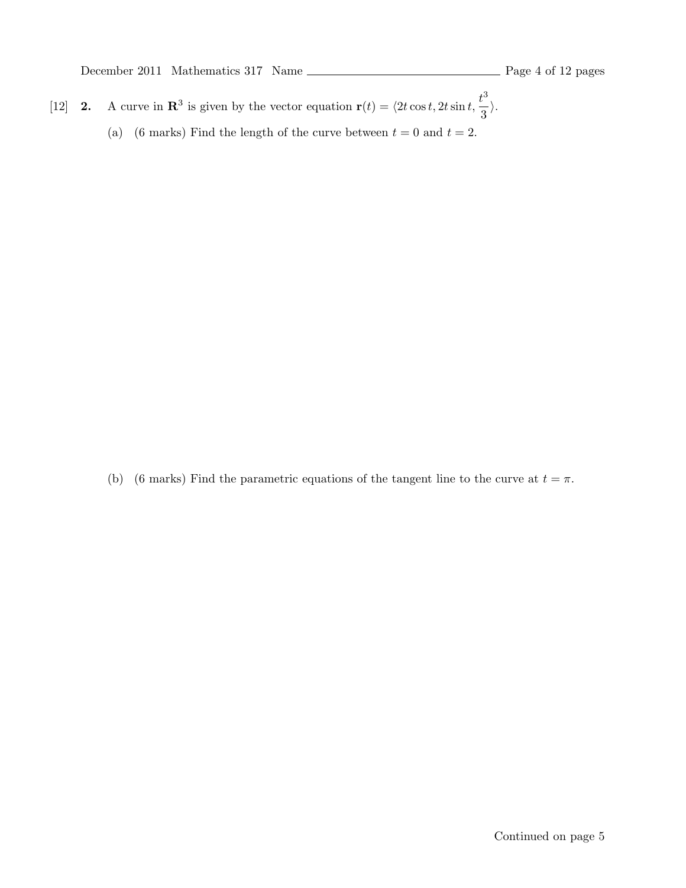[12] **2.** A curve in $\mathbf{R}^3$ is given by the vector equation $\mathbf{r}(t) = \langle 2t\cos t, 2t\sin t, \dfrac{t^3}{3}\rangle$.

(a) (6 marks) Find the length of the curve between $t = 0$ and $t = 2$.

(b) (6 marks) Find the parametric equations of the tangent line to the curve at $t = \pi$.

Continued on page 5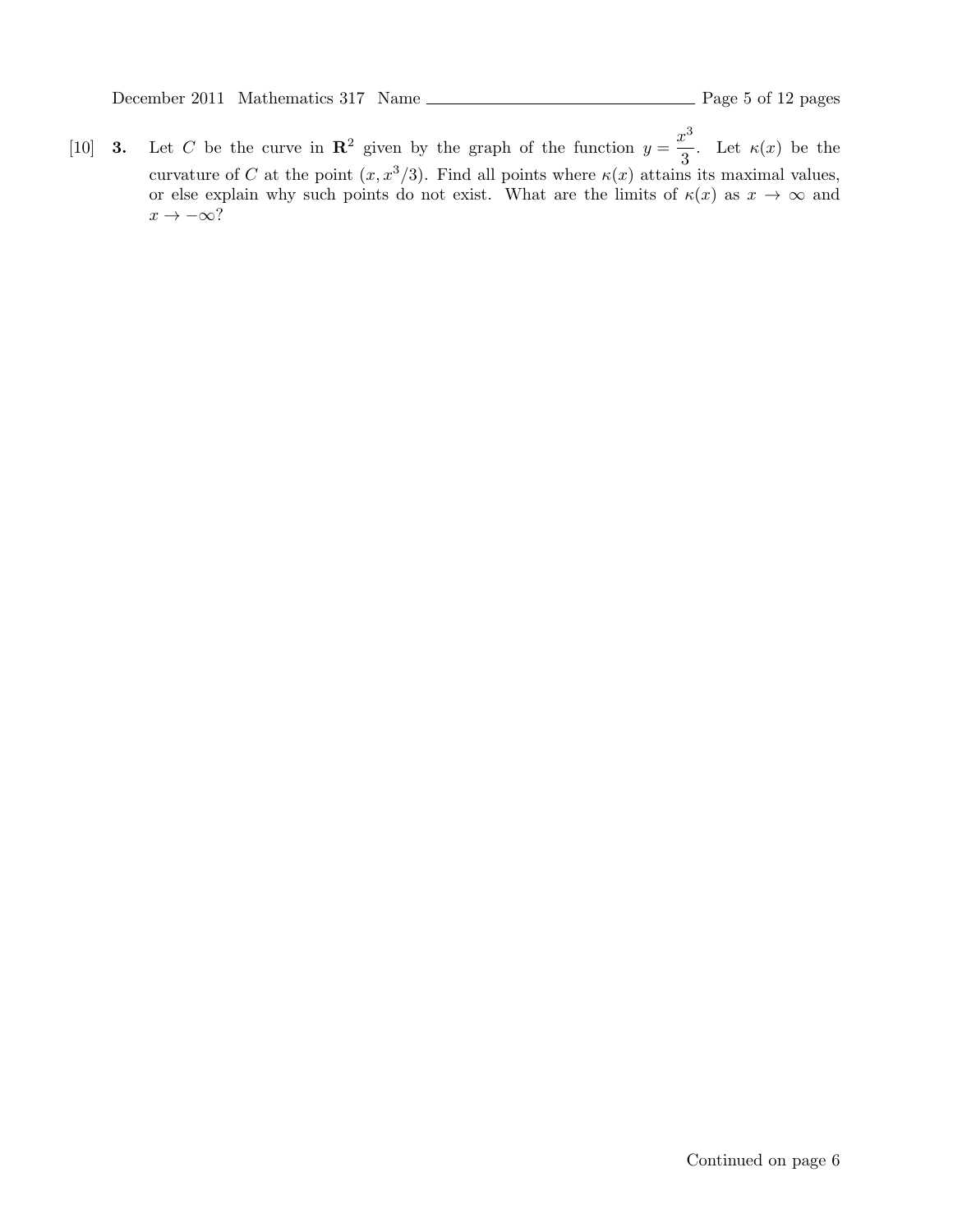[10] **3.** Let $C$ be the curve in $\mathbf{R}^2$ given by the graph of the function $y = \dfrac{x^3}{3}$. Let $\kappa(x)$ be the curvature of $C$ at the point $(x, x^3/3)$. Find all points where $\kappa(x)$ attains its maximal values, or else explain why such points do not exist. What are the limits of $\kappa(x)$ as $x \to \infty$ and $x \to -\infty$?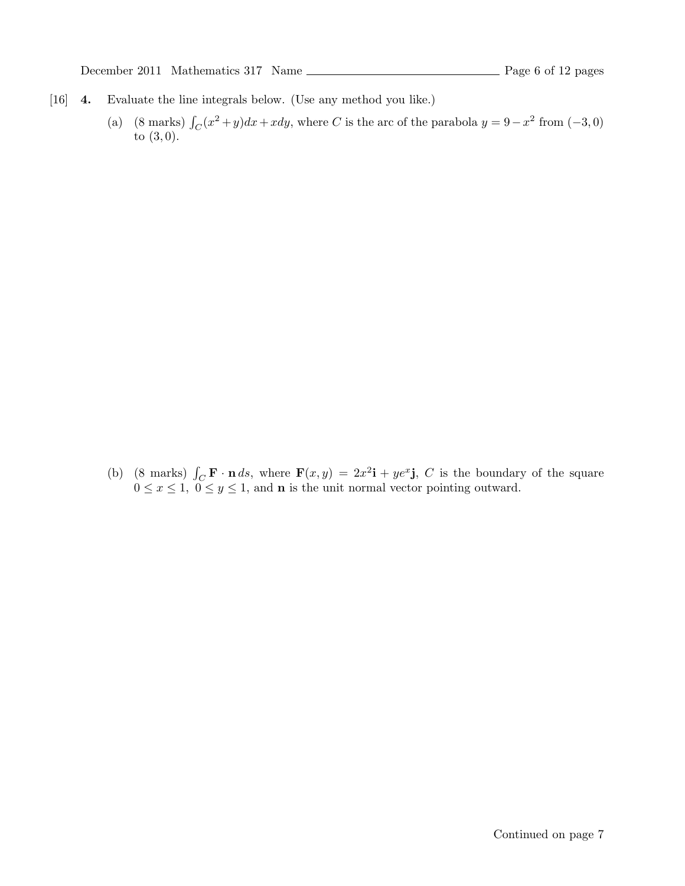[16] **4.** Evaluate the line integrals below. (Use any method you like.)

(a) (8 marks) $\int_C (x^2 + y)dx + xdy$, where $C$ is the arc of the parabola $y = 9 - x^2$ from $(-3, 0)$ to $(3, 0)$.

(b) (8 marks) $\int_C \mathbf{F} \cdot \mathbf{n}\, ds$, where $\mathbf{F}(x, y) = 2x^2\mathbf{i} + ye^x\mathbf{j}$, $C$ is the boundary of the square $0 \leq x \leq 1,\ 0 \leq y \leq 1$, and $\mathbf{n}$ is the unit normal vector pointing outward.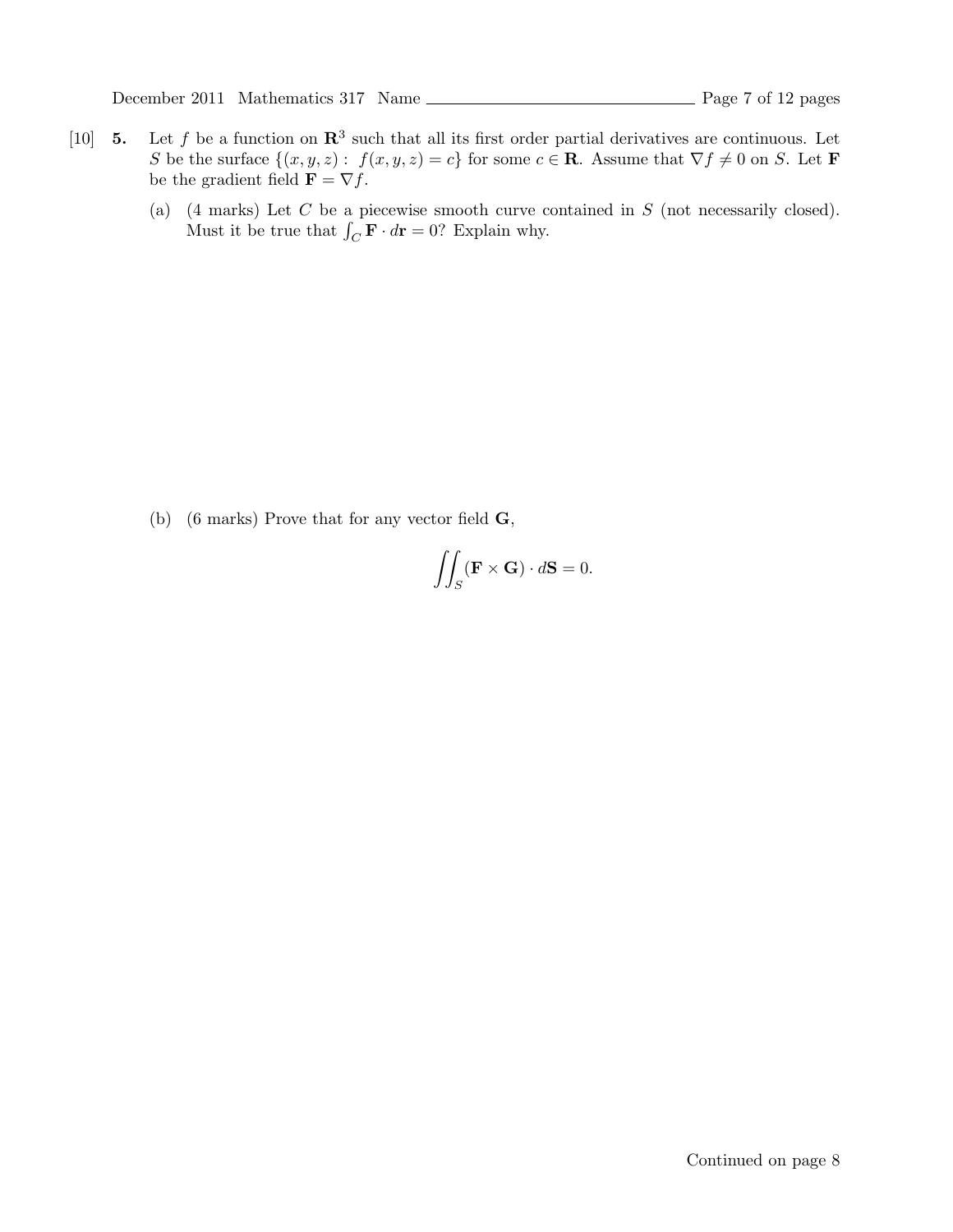[10] **5.** Let $f$ be a function on $\mathbf{R}^3$ such that all its first order partial derivatives are continuous. Let $S$ be the surface $\{(x, y, z) : f(x, y, z) = c\}$ for some $c \in \mathbf{R}$. Assume that $\nabla f \neq 0$ on $S$. Let $\mathbf{F}$ be the gradient field $\mathbf{F} = \nabla f$.

(a) (4 marks) Let $C$ be a piecewise smooth curve contained in $S$ (not necessarily closed). Must it be true that $\int_C \mathbf{F} \cdot d\mathbf{r} = 0$? Explain why.

(b) (6 marks) Prove that for any vector field $\mathbf{G}$,

$$\iint_S (\mathbf{F} \times \mathbf{G}) \cdot d\mathbf{S} = 0.$$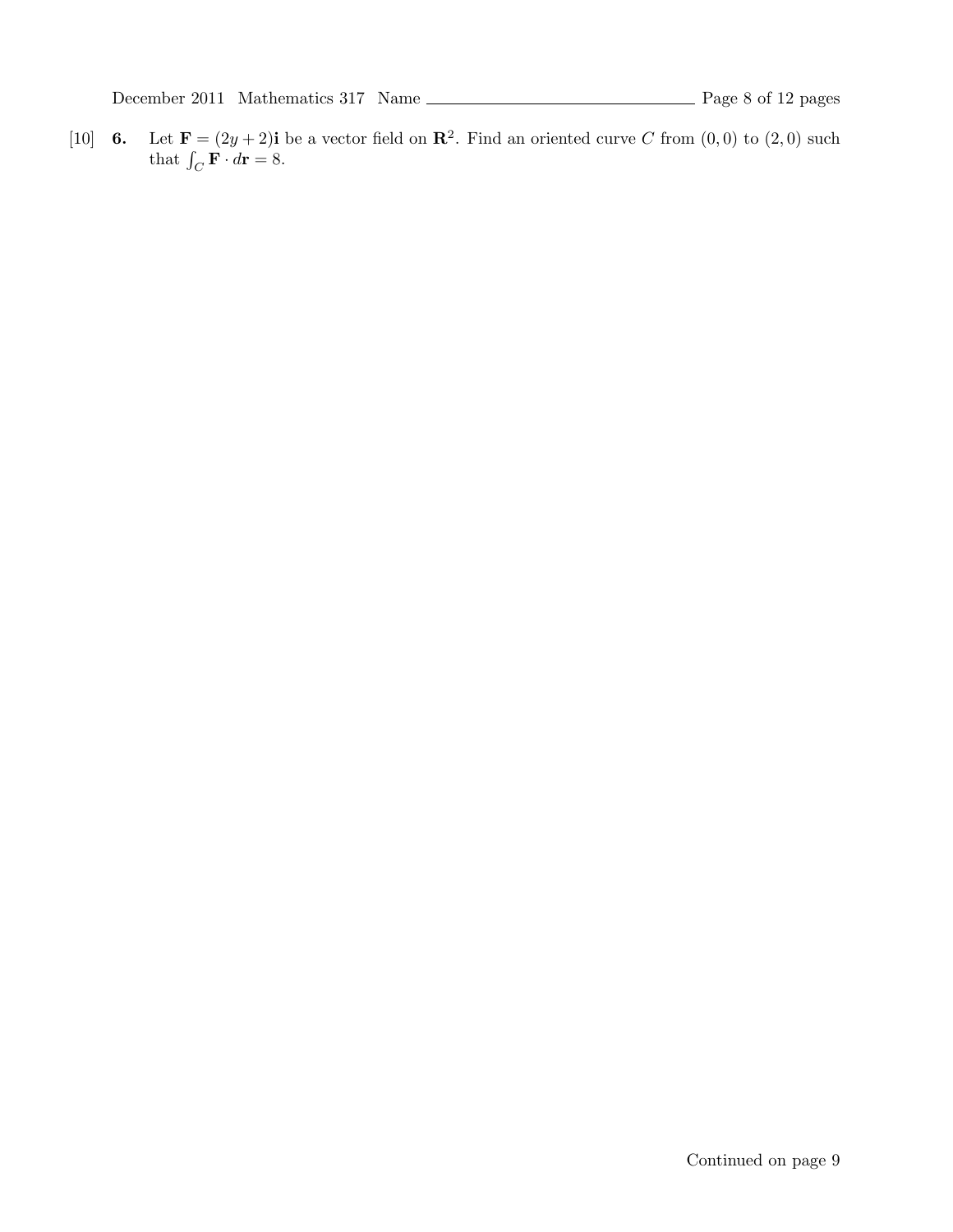[10] **6.** Let $\mathbf{F} = (2y + 2)\mathbf{i}$ be a vector field on $\mathbf{R}^2$. Find an oriented curve $C$ from $(0, 0)$ to $(2, 0)$ such that $\int_C \mathbf{F} \cdot d\mathbf{r} = 8$.

Continued on page 9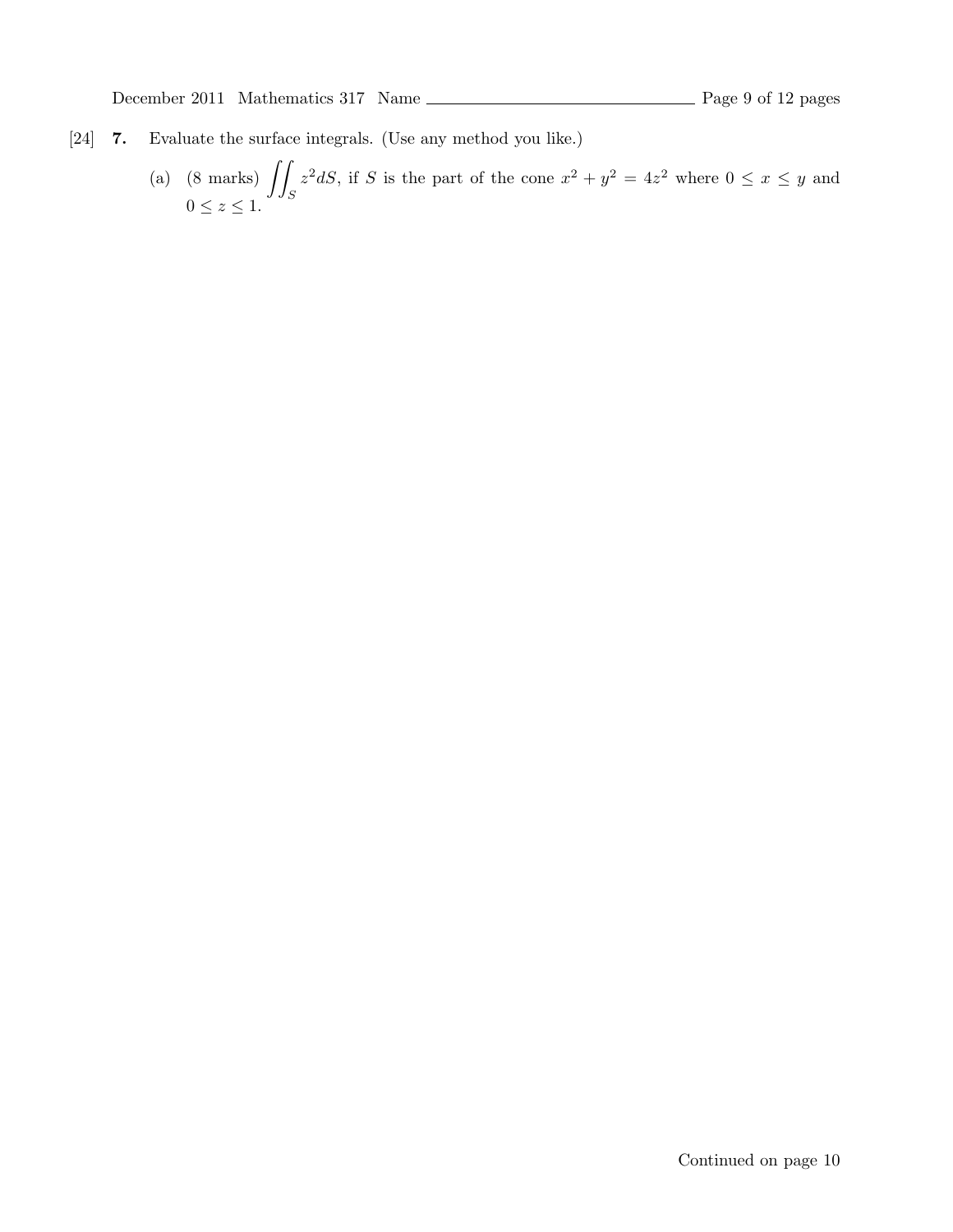[24] **7.** Evaluate the surface integrals. (Use any method you like.)

(a) (8 marks) $\displaystyle\iint_S z^2 dS$, if $S$ is the part of the cone $x^2 + y^2 = 4z^2$ where $0 \leq x \leq y$ and $0 \leq z \leq 1$.

Continued on page 10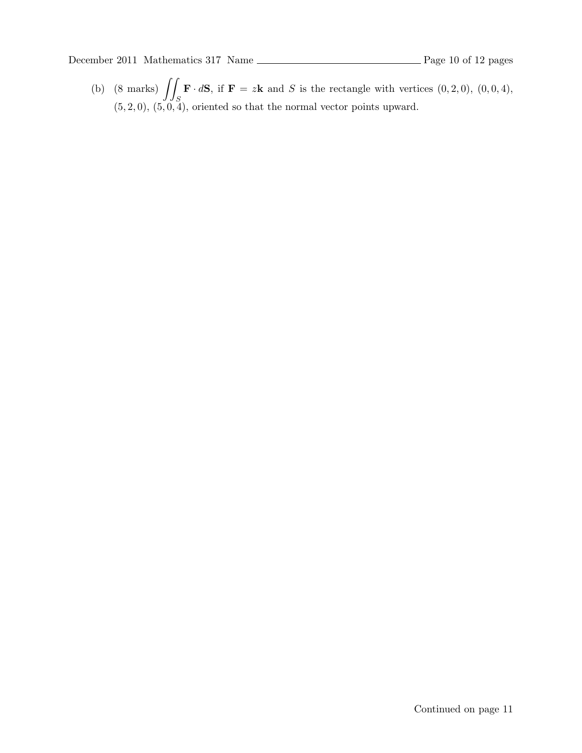(b) (8 marks) $\displaystyle\iint_S \mathbf{F} \cdot d\mathbf{S}$, if $\mathbf{F} = z\mathbf{k}$ and $S$ is the rectangle with vertices $(0, 2, 0)$, $(0, 0, 4)$, $(5, 2, 0)$, $(5, 0, 4)$, oriented so that the normal vector points upward.

Continued on page 11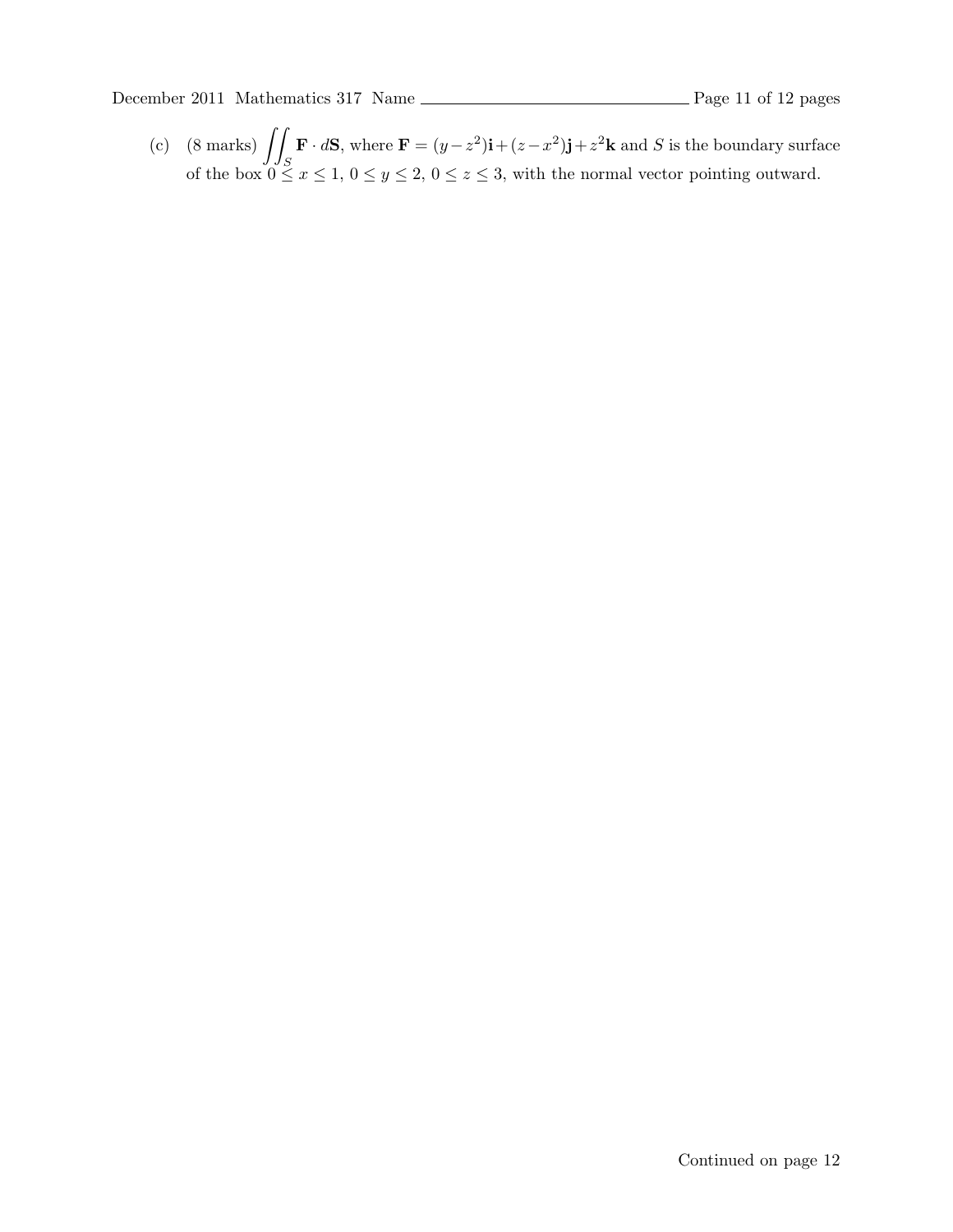(c) (8 marks) $\iint_S \mathbf{F} \cdot d\mathbf{S}$, where $\mathbf{F} = (y - z^2)\mathbf{i} + (z - x^2)\mathbf{j} + z^2\mathbf{k}$ and $S$ is the boundary surface of the box $0 \leq x \leq 1$, $0 \leq y \leq 2$, $0 \leq z \leq 3$, with the normal vector pointing outward.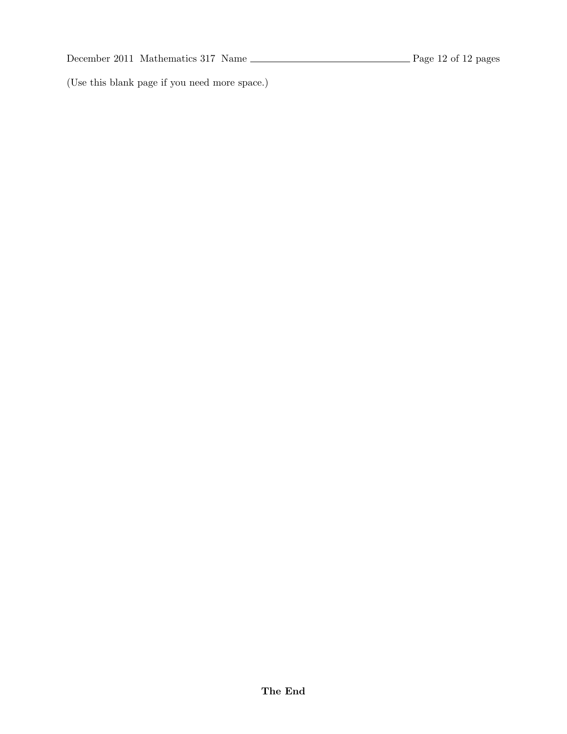(Use this blank page if you need more space.)

**The End**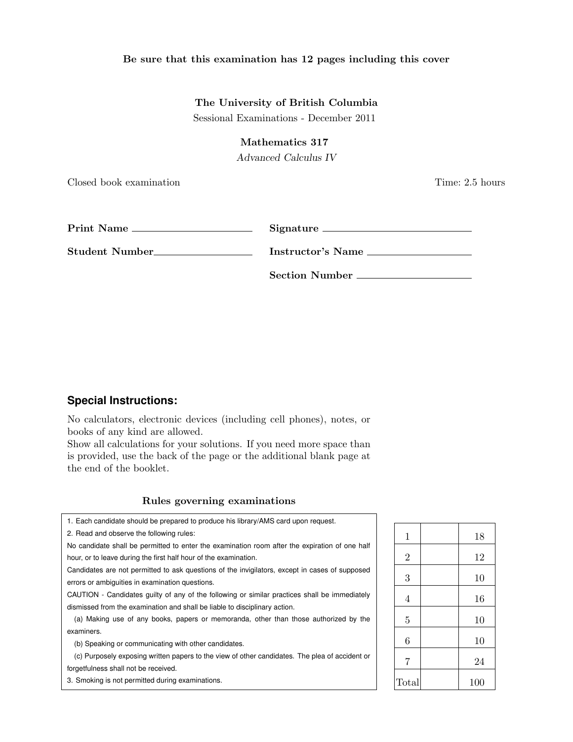**Be sure that this examination has 12 pages including this cover**

**The University of British Columbia**

Sessional Examinations - December 2011

**Mathematics 317**

*Advanced Calculus IV*

Closed book examination

Time: 2.5 hours

**Print Name** ______________________

**Signature** ______________________

**Student Number** ______________________

**Instructor's Name** ______________________

**Section Number** ______________________

## Special Instructions:

No calculators, electronic devices (including cell phones), notes, or books of any kind are allowed.

Show all calculations for your solutions. If you need more space than is provided, use the back of the page or the additional blank page at the end of the booklet.

### Rules governing examinations

1. Each candidate should be prepared to produce his library/AMS card upon request.
2. Read and observe the following rules:

No candidate shall be permitted to enter the examination room after the expiration of one half hour, or to leave during the first half hour of the examination.

Candidates are not permitted to ask questions of the invigilators, except in cases of supposed errors or ambiguities in examination questions.

CAUTION - Candidates guilty of any of the following or similar practices shall be immediately dismissed from the examination and shall be liable to disciplinary action.

(a) Making use of any books, papers or memoranda, other than those authorized by the examiners.

(b) Speaking or communicating with other candidates.

(c) Purposely exposing written papers to the view of other candidates. The plea of accident or forgetfulness shall not be received.

3. Smoking is not permitted during examinations.

| | | |
|---|---|---|
| 1 | | 18 |
| 2 | | 12 |
| 3 | | 10 |
| 4 | | 16 |
| 5 | | 10 |
| 6 | | 10 |
| 7 | | 24 |
| Total | | 100 |